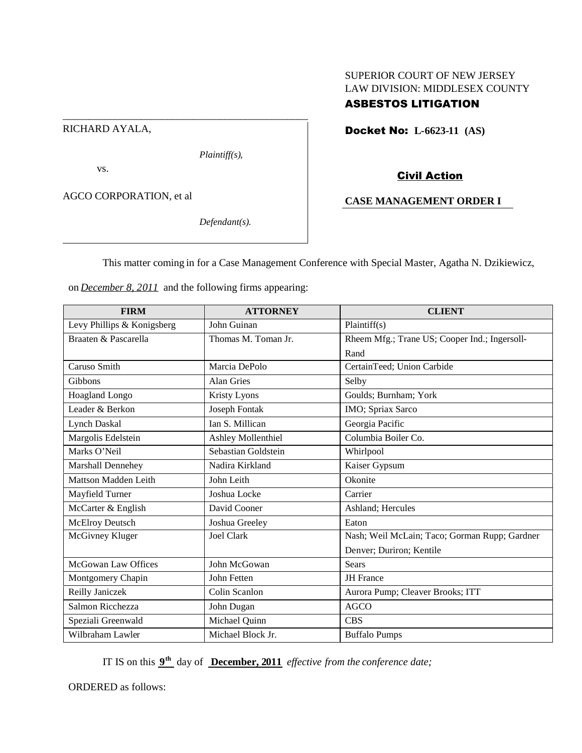SUPERIOR COURT OF NEW JERSEY
LAW DIVISION: MIDDLESEX COUNTY

**ASBESTOS LITIGATION**

RICHARD AYALA,

*Plaintiff(s),*

vs.

AGCO CORPORATION, et al

*Defendant(s).*

**Docket No: L-6623-11 (AS)**

**Civil Action**

**CASE MANAGEMENT ORDER I**

This matter coming in for a Case Management Conference with Special Master, Agatha N. Dzikiewicz, on *December 8, 2011* and the following firms appearing:

| FIRM | ATTORNEY | CLIENT |
|---|---|---|
| Levy Phillips & Konigsberg | John Guinan | Plaintiff(s) |
| Braaten & Pascarella | Thomas M. Toman Jr. | Rheem Mfg.; Trane US; Cooper Ind.; Ingersoll-Rand |
| Caruso Smith | Marcia DePolo | CertainTeed; Union Carbide |
| Gibbons | Alan Gries | Selby |
| Hoagland Longo | Kristy Lyons | Goulds; Burnham; York |
| Leader & Berkon | Joseph Fontak | IMO; Spriax Sarco |
| Lynch Daskal | Ian S. Millican | Georgia Pacific |
| Margolis Edelstein | Ashley Mollenthiel | Columbia Boiler Co. |
| Marks O'Neil | Sebastian Goldstein | Whirlpool |
| Marshall Dennehey | Nadira Kirkland | Kaiser Gypsum |
| Mattson Madden Leith | John Leith | Okonite |
| Mayfield Turner | Joshua Locke | Carrier |
| McCarter & English | David Cooner | Ashland; Hercules |
| McElroy Deutsch | Joshua Greeley | Eaton |
| McGivney Kluger | Joel Clark | Nash; Weil McLain; Taco; Gorman Rupp; Gardner Denver; Duriron; Kentile |
| McGowan Law Offices | John McGowan | Sears |
| Montgomery Chapin | John Fetten | JH France |
| Reilly Janiczek | Colin Scanlon | Aurora Pump; Cleaver Brooks; ITT |
| Salmon Ricchezza | John Dugan | AGCO |
| Speziali Greenwald | Michael Quinn | CBS |
| Wilbraham Lawler | Michael Block Jr. | Buffalo Pumps |

IT IS on this **9th** day of **December, 2011** *effective from the conference date;*

ORDERED as follows: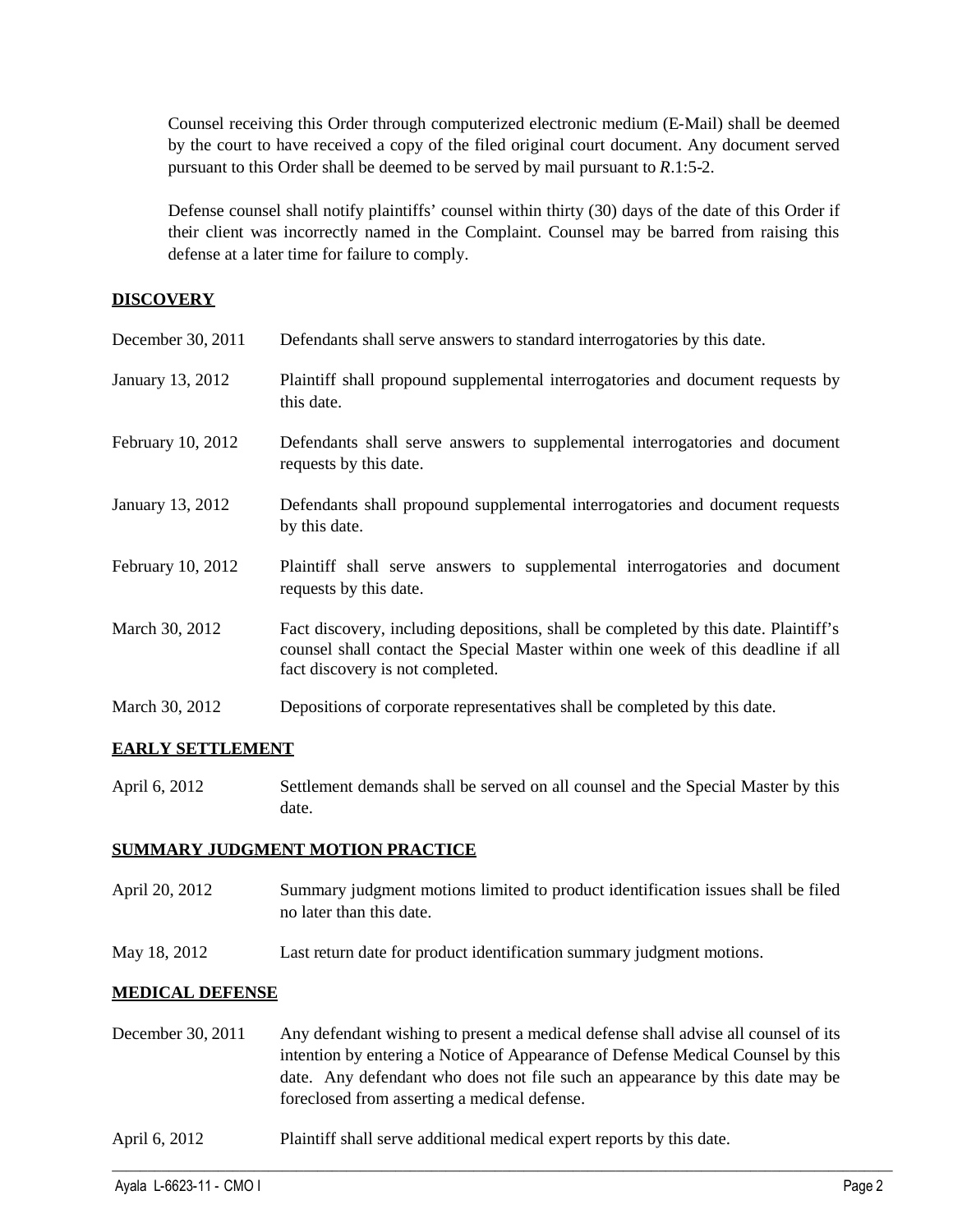Counsel receiving this Order through computerized electronic medium (E-Mail) shall be deemed by the court to have received a copy of the filed original court document. Any document served pursuant to this Order shall be deemed to be served by mail pursuant to *R*.1:5-2.

Defense counsel shall notify plaintiffs' counsel within thirty (30) days of the date of this Order if their client was incorrectly named in the Complaint. Counsel may be barred from raising this defense at a later time for failure to comply.

**DISCOVERY**

| | |
|---|---|
| December 30, 2011 | Defendants shall serve answers to standard interrogatories by this date. |
| January 13, 2012 | Plaintiff shall propound supplemental interrogatories and document requests by this date. |
| February 10, 2012 | Defendants shall serve answers to supplemental interrogatories and document requests by this date. |
| January 13, 2012 | Defendants shall propound supplemental interrogatories and document requests by this date. |
| February 10, 2012 | Plaintiff shall serve answers to supplemental interrogatories and document requests by this date. |
| March 30, 2012 | Fact discovery, including depositions, shall be completed by this date. Plaintiff's counsel shall contact the Special Master within one week of this deadline if all fact discovery is not completed. |
| March 30, 2012 | Depositions of corporate representatives shall be completed by this date. |

**EARLY SETTLEMENT**

| | |
|---|---|
| April 6, 2012 | Settlement demands shall be served on all counsel and the Special Master by this date. |

**SUMMARY JUDGMENT MOTION PRACTICE**

| | |
|---|---|
| April 20, 2012 | Summary judgment motions limited to product identification issues shall be filed no later than this date. |
| May 18, 2012 | Last return date for product identification summary judgment motions. |

**MEDICAL DEFENSE**

| | |
|---|---|
| December 30, 2011 | Any defendant wishing to present a medical defense shall advise all counsel of its intention by entering a Notice of Appearance of Defense Medical Counsel by this date. Any defendant who does not file such an appearance by this date may be foreclosed from asserting a medical defense. |
| April 6, 2012 | Plaintiff shall serve additional medical expert reports by this date. |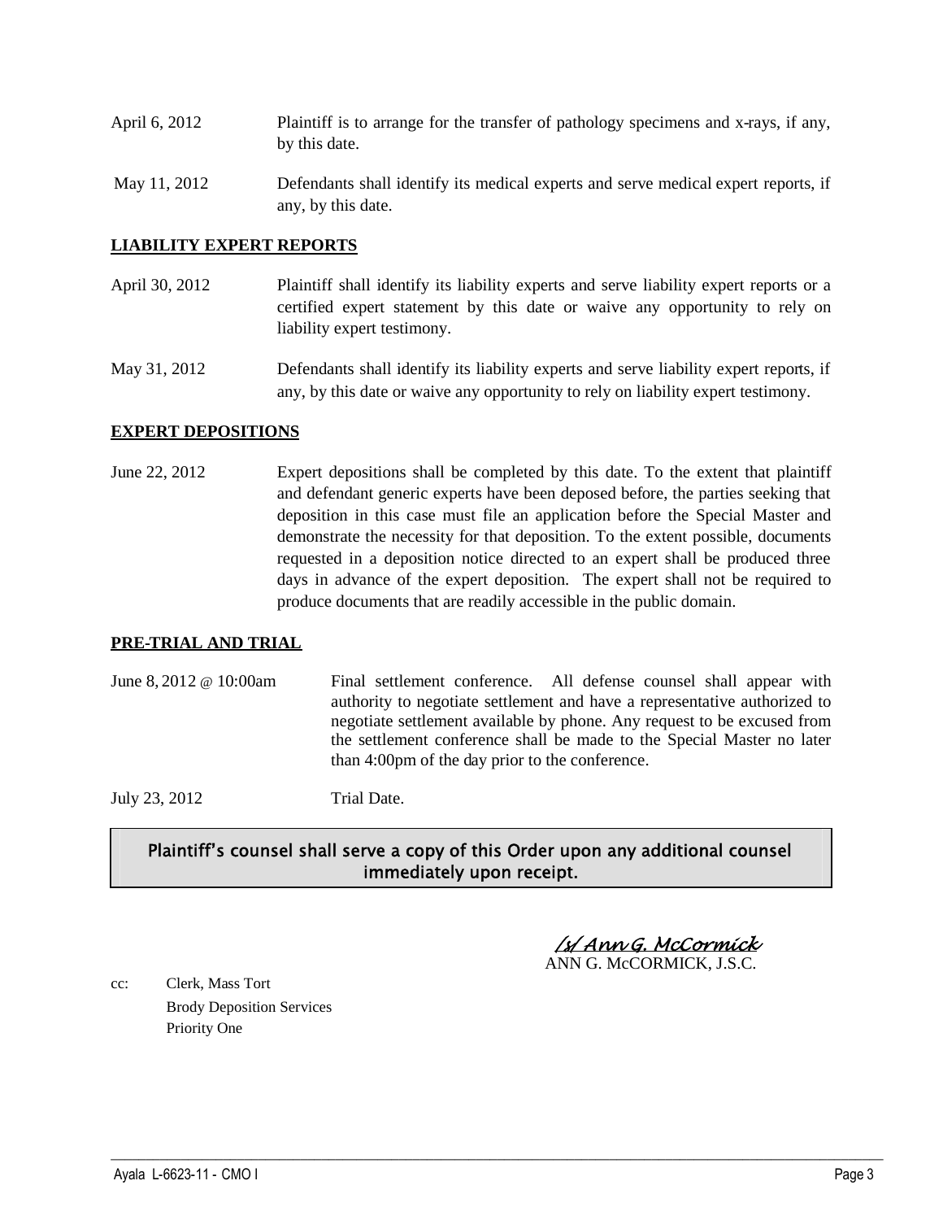April 6, 2012 Plaintiff is to arrange for the transfer of pathology specimens and x-rays, if any, by this date.

May 11, 2012 Defendants shall identify its medical experts and serve medical expert reports, if any, by this date.

**LIABILITY EXPERT REPORTS**

April 30, 2012 Plaintiff shall identify its liability experts and serve liability expert reports or a certified expert statement by this date or waive any opportunity to rely on liability expert testimony.

May 31, 2012 Defendants shall identify its liability experts and serve liability expert reports, if any, by this date or waive any opportunity to rely on liability expert testimony.

**EXPERT DEPOSITIONS**

June 22, 2012 Expert depositions shall be completed by this date. To the extent that plaintiff and defendant generic experts have been deposed before, the parties seeking that deposition in this case must file an application before the Special Master and demonstrate the necessity for that deposition. To the extent possible, documents requested in a deposition notice directed to an expert shall be produced three days in advance of the expert deposition. The expert shall not be required to produce documents that are readily accessible in the public domain.

**PRE-TRIAL AND TRIAL**

June 8, 2012 @ 10:00am Final settlement conference. All defense counsel shall appear with authority to negotiate settlement and have a representative authorized to negotiate settlement available by phone. Any request to be excused from the settlement conference shall be made to the Special Master no later than 4:00pm of the day prior to the conference.

July 23, 2012 Trial Date.

**Plaintiff's counsel shall serve a copy of this Order upon any additional counsel immediately upon receipt.**

/s/ Ann G. McCormick
ANN G. McCORMICK, J.S.C.

cc: Clerk, Mass Tort
Brody Deposition Services
Priority One